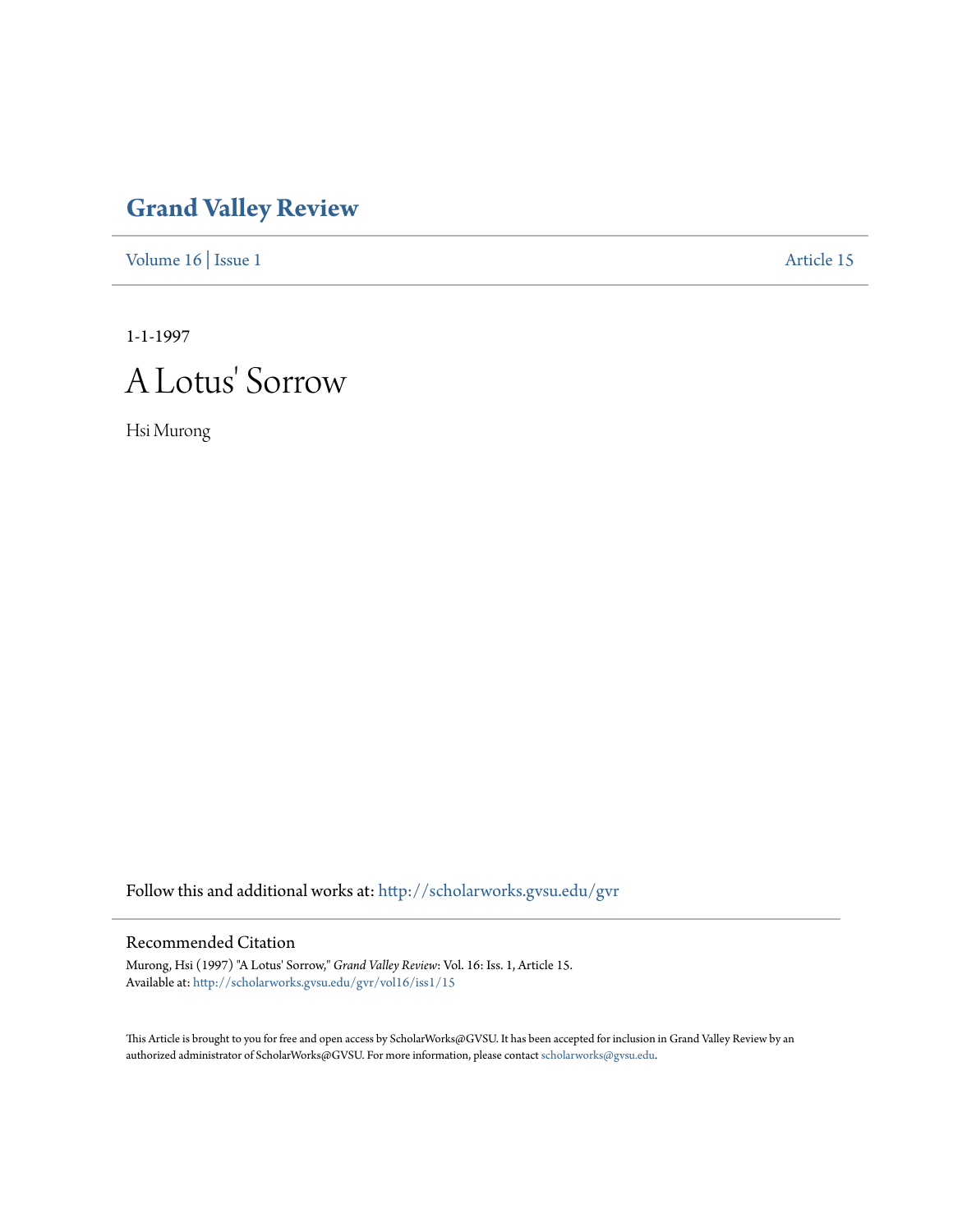# Grand Valley Review

Volume 16 | Issue 1 Article 15

1-1-1997

# A Lotus' Sorrow

Hsi Murong

Follow this and additional works at: http://scholarworks.gvsu.edu/gvr

## Recommended Citation

Murong, Hsi (1997) "A Lotus' Sorrow," *Grand Valley Review*: Vol. 16: Iss. 1, Article 15.
Available at: http://scholarworks.gvsu.edu/gvr/vol16/iss1/15

This Article is brought to you for free and open access by ScholarWorks@GVSU. It has been accepted for inclusion in Grand Valley Review by an authorized administrator of ScholarWorks@GVSU. For more information, please contact scholarworks@gvsu.edu.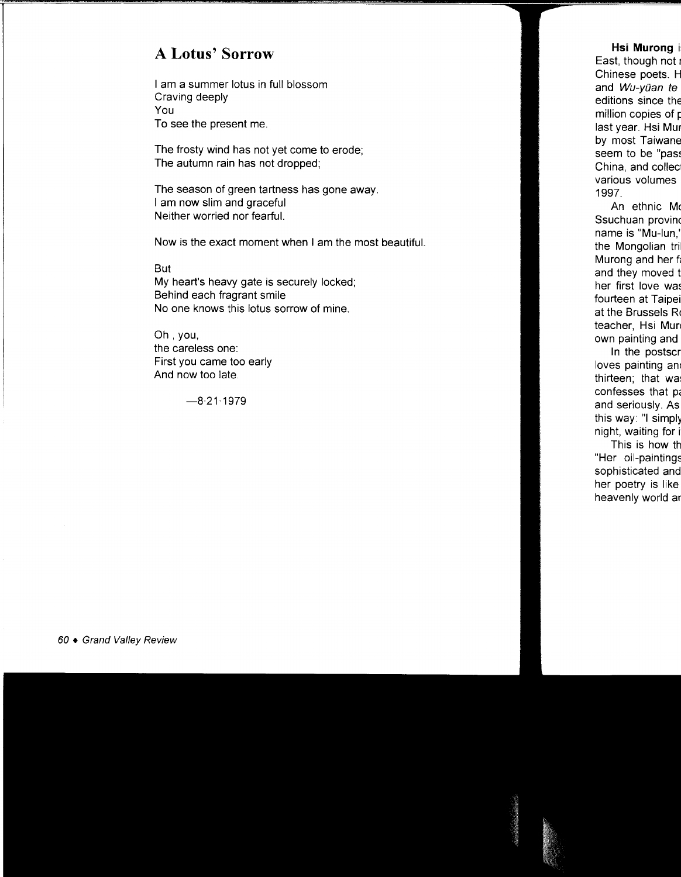# A Lotus' Sorrow

I am a summer lotus in full blossom
Craving deeply
You
To see the present me.

The frosty wind has not yet come to erode;
The autumn rain has not dropped;

The season of green tartness has gone away.
I am now slim and graceful
Neither worried nor fearful.

Now is the exact moment when I am the most beautiful.

But
My heart's heavy gate is securely locked;
Behind each fragrant smile
No one knows this lotus sorrow of mine.

Oh , you,
the careless one:
First you came too early
And now too late.

—8·21·1979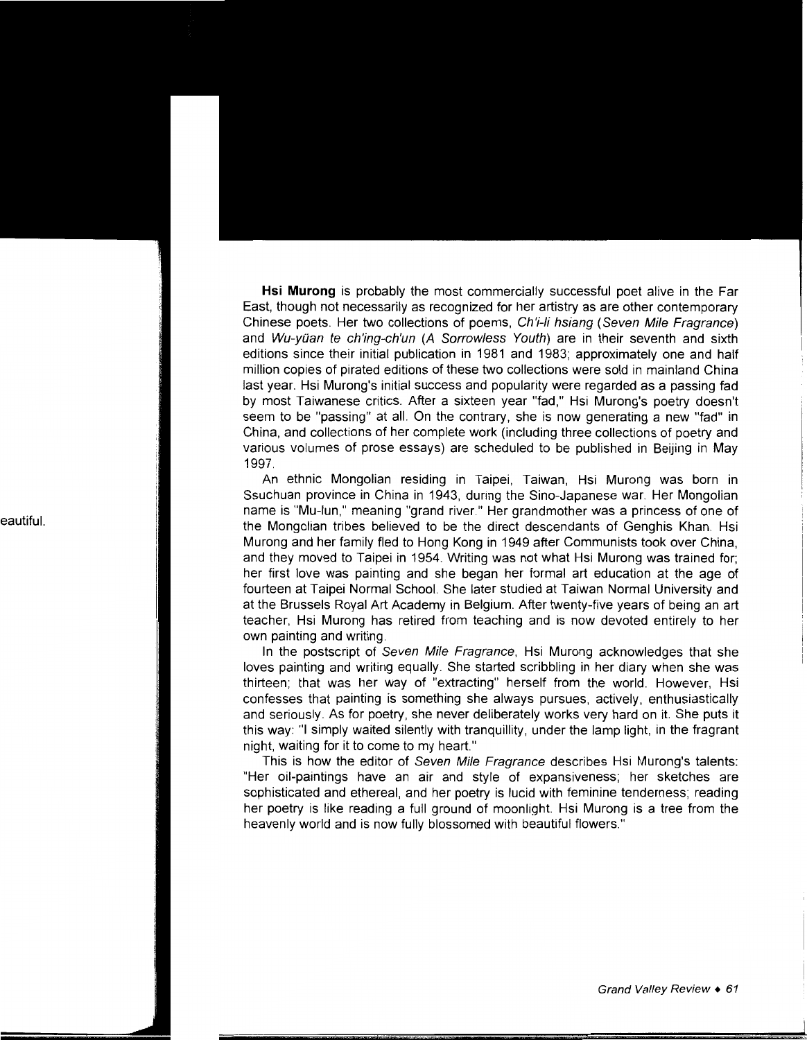**Hsi Murong** is probably the most commercially successful poet alive in the Far East, though not necessarily as recognized for her artistry as are other contemporary Chinese poets. Her two collections of poems, *Ch'i-li hsiang* (*Seven Mile Fragrance*) and *Wu-yüan te ch'ing-ch'un* (*A Sorrowless Youth*) are in their seventh and sixth editions since their initial publication in 1981 and 1983; approximately one and half million copies of pirated editions of these two collections were sold in mainland China last year. Hsi Murong's initial success and popularity were regarded as a passing fad by most Taiwanese critics. After a sixteen year "fad," Hsi Murong's poetry doesn't seem to be "passing" at all. On the contrary, she is now generating a new "fad" in China, and collections of her complete work (including three collections of poetry and various volumes of prose essays) are scheduled to be published in Beijing in May 1997.

An ethnic Mongolian residing in Taipei, Taiwan, Hsi Murong was born in Ssuchuan province in China in 1943, during the Sino-Japanese war. Her Mongolian name is "Mu-lun," meaning "grand river." Her grandmother was a princess of one of the Mongolian tribes believed to be the direct descendants of Genghis Khan. Hsi Murong and her family fled to Hong Kong in 1949 after Communists took over China, and they moved to Taipei in 1954. Writing was not what Hsi Murong was trained for; her first love was painting and she began her formal art education at the age of fourteen at Taipei Normal School. She later studied at Taiwan Normal University and at the Brussels Royal Art Academy in Belgium. After twenty-five years of being an art teacher, Hsi Murong has retired from teaching and is now devoted entirely to her own painting and writing.

In the postscript of *Seven Mile Fragrance*, Hsi Murong acknowledges that she loves painting and writing equally. She started scribbling in her diary when she was thirteen; that was her way of "extracting" herself from the world. However, Hsi confesses that painting is something she always pursues, actively, enthusiastically and seriously. As for poetry, she never deliberately works very hard on it. She puts it this way: "I simply waited silently with tranquillity, under the lamp light, in the fragrant night, waiting for it to come to my heart."

This is how the editor of *Seven Mile Fragrance* describes Hsi Murong's talents: "Her oil-paintings have an air and style of expansiveness; her sketches are sophisticated and ethereal, and her poetry is lucid with feminine tenderness; reading her poetry is like reading a full ground of moonlight. Hsi Murong is a tree from the heavenly world and is now fully blossomed with beautiful flowers."